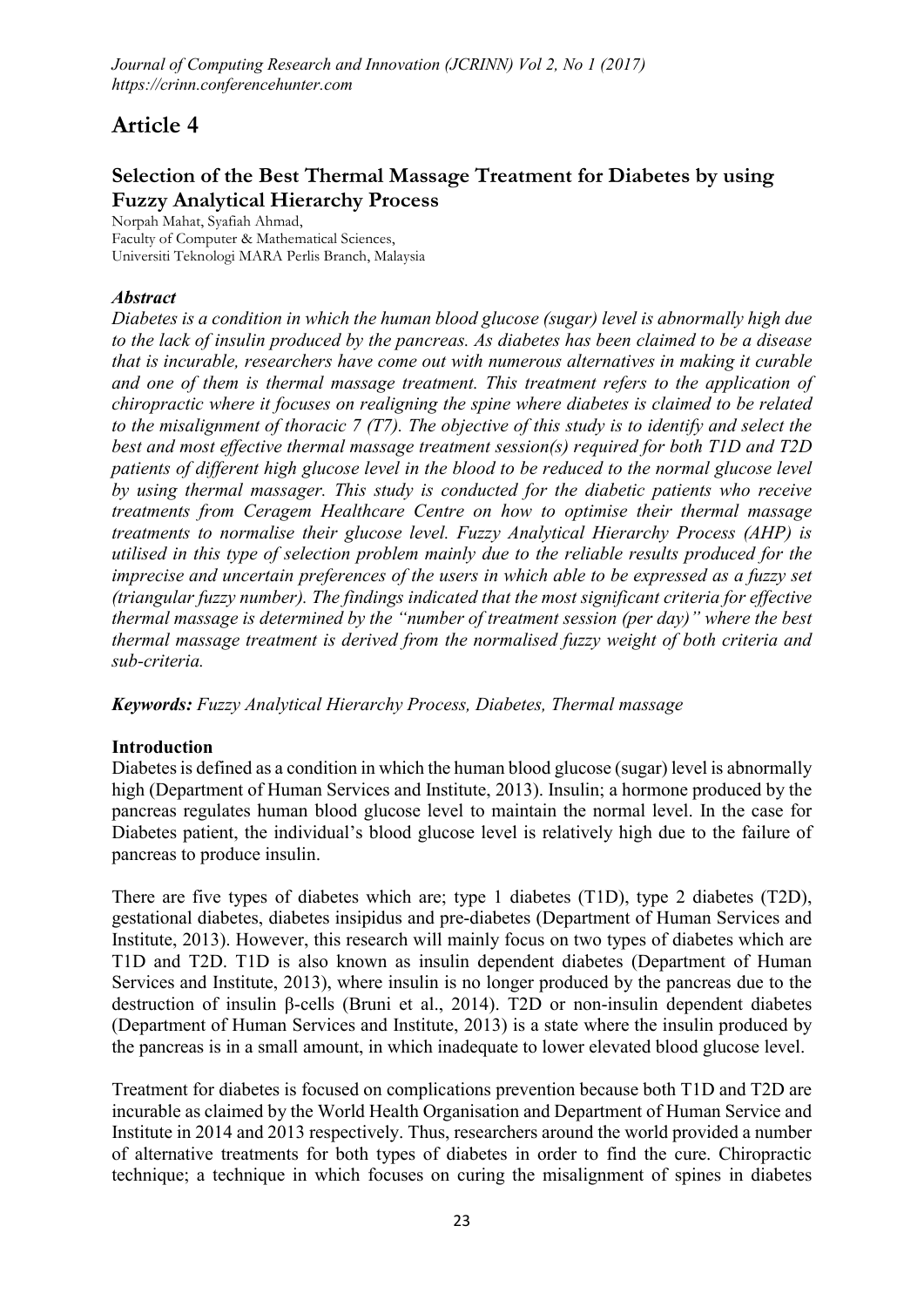# Article 4

## Selection of the Best Thermal Massage Treatment for Diabetes by using Fuzzy Analytical Hierarchy Process

Norpah Mahat, Syafiah Ahmad,
Faculty of Computer & Mathematical Sciences,
Universiti Teknologi MARA Perlis Branch, Malaysia

### *Abstract*

*Diabetes is a condition in which the human blood glucose (sugar) level is abnormally high due to the lack of insulin produced by the pancreas. As diabetes has been claimed to be a disease that is incurable, researchers have come out with numerous alternatives in making it curable and one of them is thermal massage treatment. This treatment refers to the application of chiropractic where it focuses on realigning the spine where diabetes is claimed to be related to the misalignment of thoracic 7 (T7). The objective of this study is to identify and select the best and most effective thermal massage treatment session(s) required for both T1D and T2D patients of different high glucose level in the blood to be reduced to the normal glucose level by using thermal massager. This study is conducted for the diabetic patients who receive treatments from Ceragem Healthcare Centre on how to optimise their thermal massage treatments to normalise their glucose level. Fuzzy Analytical Hierarchy Process (AHP) is utilised in this type of selection problem mainly due to the reliable results produced for the imprecise and uncertain preferences of the users in which able to be expressed as a fuzzy set (triangular fuzzy number). The findings indicated that the most significant criteria for effective thermal massage is determined by the "number of treatment session (per day)" where the best thermal massage treatment is derived from the normalised fuzzy weight of both criteria and sub-criteria.*

***Keywords:*** *Fuzzy Analytical Hierarchy Process, Diabetes, Thermal massage*

### Introduction

Diabetes is defined as a condition in which the human blood glucose (sugar) level is abnormally high (Department of Human Services and Institute, 2013). Insulin; a hormone produced by the pancreas regulates human blood glucose level to maintain the normal level. In the case for Diabetes patient, the individual's blood glucose level is relatively high due to the failure of pancreas to produce insulin.

There are five types of diabetes which are; type 1 diabetes (T1D), type 2 diabetes (T2D), gestational diabetes, diabetes insipidus and pre-diabetes (Department of Human Services and Institute, 2013). However, this research will mainly focus on two types of diabetes which are T1D and T2D. T1D is also known as insulin dependent diabetes (Department of Human Services and Institute, 2013), where insulin is no longer produced by the pancreas due to the destruction of insulin β-cells (Bruni et al., 2014). T2D or non-insulin dependent diabetes (Department of Human Services and Institute, 2013) is a state where the insulin produced by the pancreas is in a small amount, in which inadequate to lower elevated blood glucose level.

Treatment for diabetes is focused on complications prevention because both T1D and T2D are incurable as claimed by the World Health Organisation and Department of Human Service and Institute in 2014 and 2013 respectively. Thus, researchers around the world provided a number of alternative treatments for both types of diabetes in order to find the cure. Chiropractic technique; a technique in which focuses on curing the misalignment of spines in diabetes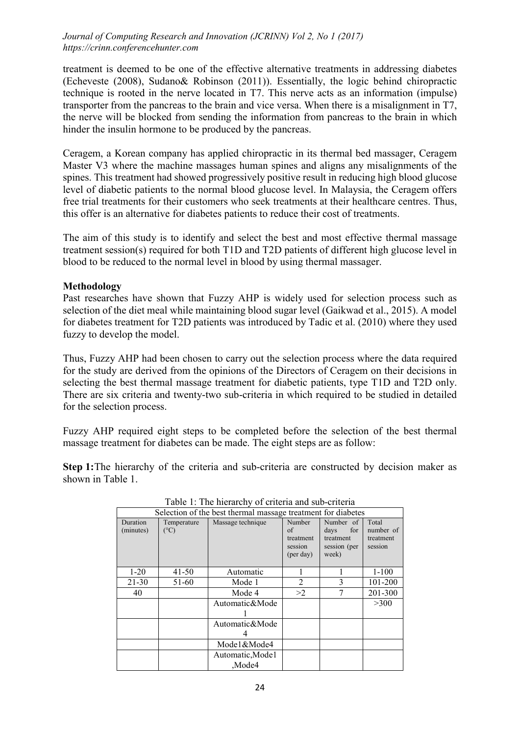treatment is deemed to be one of the effective alternative treatments in addressing diabetes (Echeveste (2008), Sudano& Robinson (2011)). Essentially, the logic behind chiropractic technique is rooted in the nerve located in T7. This nerve acts as an information (impulse) transporter from the pancreas to the brain and vice versa. When there is a misalignment in T7, the nerve will be blocked from sending the information from pancreas to the brain in which hinder the insulin hormone to be produced by the pancreas.

Ceragem, a Korean company has applied chiropractic in its thermal bed massager, Ceragem Master V3 where the machine massages human spines and aligns any misalignments of the spines. This treatment had showed progressively positive result in reducing high blood glucose level of diabetic patients to the normal blood glucose level. In Malaysia, the Ceragem offers free trial treatments for their customers who seek treatments at their healthcare centres. Thus, this offer is an alternative for diabetes patients to reduce their cost of treatments.

The aim of this study is to identify and select the best and most effective thermal massage treatment session(s) required for both T1D and T2D patients of different high glucose level in blood to be reduced to the normal level in blood by using thermal massager.

**Methodology**

Past researches have shown that Fuzzy AHP is widely used for selection process such as selection of the diet meal while maintaining blood sugar level (Gaikwad et al., 2015). A model for diabetes treatment for T2D patients was introduced by Tadic et al. (2010) where they used fuzzy to develop the model.

Thus, Fuzzy AHP had been chosen to carry out the selection process where the data required for the study are derived from the opinions of the Directors of Ceragem on their decisions in selecting the best thermal massage treatment for diabetic patients, type T1D and T2D only. There are six criteria and twenty-two sub-criteria in which required to be studied in detailed for the selection process.

Fuzzy AHP required eight steps to be completed before the selection of the best thermal massage treatment for diabetes can be made. The eight steps are as follow:

**Step 1:**The hierarchy of the criteria and sub-criteria are constructed by decision maker as shown in Table 1.

Table 1: The hierarchy of criteria and sub-criteria

| Selection of the best thermal massage treatment for diabetes | | | | | |
|---|---|---|---|---|---|
| Duration (minutes) | Temperature (°C) | Massage technique | Number of treatment session (per day) | Number of days for treatment session (per week) | Total number of treatment session |
| 1-20 | 41-50 | Automatic | 1 | 1 | 1-100 |
| 21-30 | 51-60 | Mode 1 | 2 | 3 | 101-200 |
| 40 | | Mode 4 | >2 | 7 | 201-300 |
| | | Automatic&Mode 1 | | | >300 |
| | | Automatic&Mode 4 | | | |
| | | Mode1&Mode4 | | | |
| | | Automatic,Mode1 ,Mode4 | | | |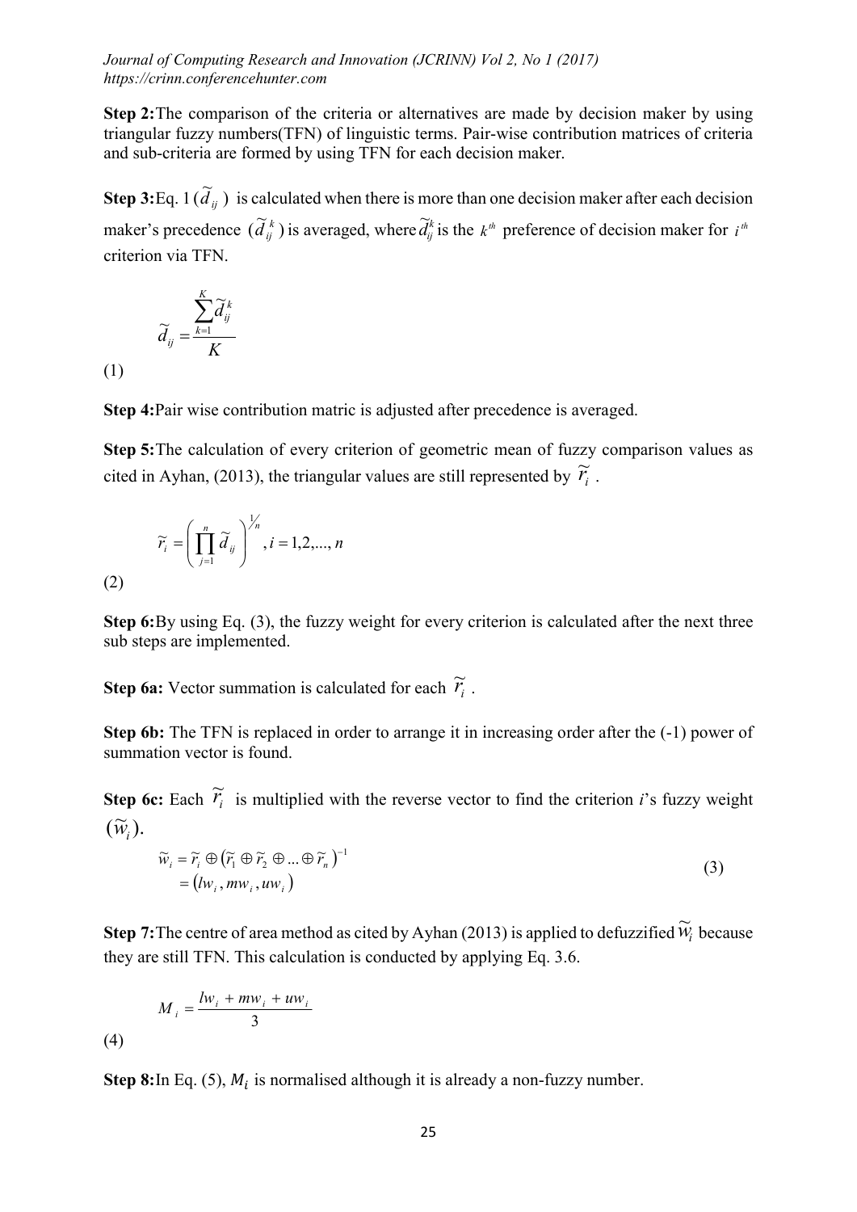**Step 2:**The comparison of the criteria or alternatives are made by decision maker by using triangular fuzzy numbers(TFN) of linguistic terms. Pair-wise contribution matrices of criteria and sub-criteria are formed by using TFN for each decision maker.

**Step 3:**Eq. 1 ($\tilde{d}_{ij}$) is calculated when there is more than one decision maker after each decision maker's precedence ($\tilde{d}_{ij}^{k}$) is averaged, where $\tilde{d}_{ij}^{k}$ is the $k^{th}$ preference of decision maker for $i^{th}$ criterion via TFN.

$$\tilde{d}_{ij} = \frac{\sum_{k=1}^{K} \tilde{d}_{ij}^{k}}{K}$$

(1)

**Step 4:**Pair wise contribution matric is adjusted after precedence is averaged.

**Step 5:**The calculation of every criterion of geometric mean of fuzzy comparison values as cited in Ayhan, (2013), the triangular values are still represented by $\tilde{r}_i$ .

$$\tilde{r}_i = \left( \prod_{j=1}^{n} \tilde{d}_{ij} \right)^{1/n}, i = 1,2,..., n$$

(2)

**Step 6:**By using Eq. (3), the fuzzy weight for every criterion is calculated after the next three sub steps are implemented.

**Step 6a:** Vector summation is calculated for each $\tilde{r}_i$ .

**Step 6b:** The TFN is replaced in order to arrange it in increasing order after the (-1) power of summation vector is found.

**Step 6c:** Each $\tilde{r}_i$ is multiplied with the reverse vector to find the criterion *i*'s fuzzy weight ($\tilde{w}_i$).

$$\begin{aligned} \tilde{w}_i &= \tilde{r}_i \oplus \left( \tilde{r}_1 \oplus \tilde{r}_2 \oplus ... \oplus \tilde{r}_n \right)^{-1} \\ &= \left( lw_i, mw_i, uw_i \right) \end{aligned} \tag{3}$$

**Step 7:**The centre of area method as cited by Ayhan (2013) is applied to defuzzified $\tilde{w}_i$ because they are still TFN. This calculation is conducted by applying Eq. 3.6.

$$M_i = \frac{lw_i + mw_i + uw_i}{3}$$

(4)

**Step 8:**In Eq. (5), $M_i$ is normalised although it is already a non-fuzzy number.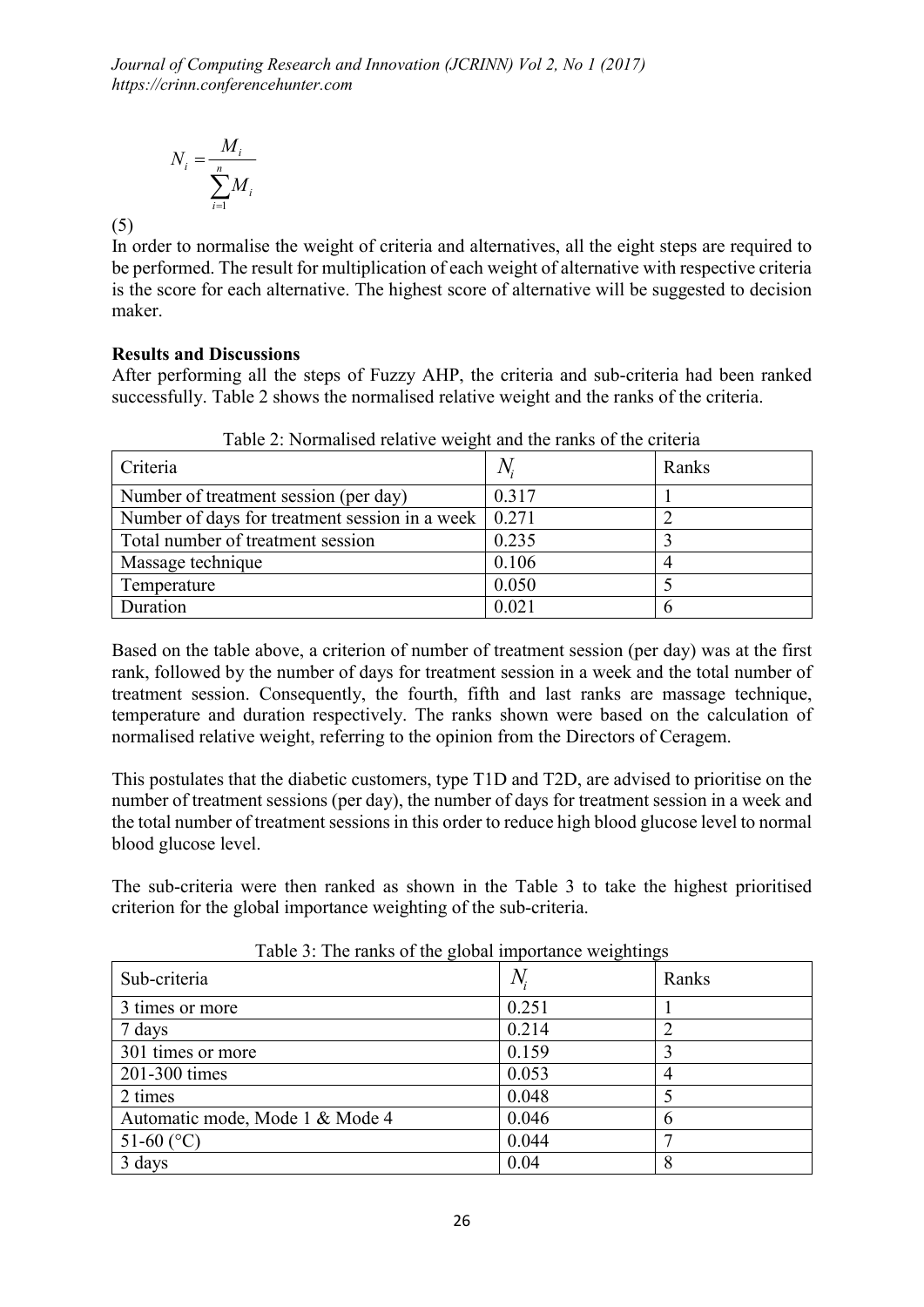$$N_i = \frac{M_i}{\sum_{i=1}^{n} M_i}$$

(5)

In order to normalise the weight of criteria and alternatives, all the eight steps are required to be performed. The result for multiplication of each weight of alternative with respective criteria is the score for each alternative. The highest score of alternative will be suggested to decision maker.

**Results and Discussions**

After performing all the steps of Fuzzy AHP, the criteria and sub-criteria had been ranked successfully. Table 2 shows the normalised relative weight and the ranks of the criteria.

Table 2: Normalised relative weight and the ranks of the criteria

| Criteria | $N_i$ | Ranks |
|---|---|---|
| Number of treatment session (per day) | 0.317 | 1 |
| Number of days for treatment session in a week | 0.271 | 2 |
| Total number of treatment session | 0.235 | 3 |
| Massage technique | 0.106 | 4 |
| Temperature | 0.050 | 5 |
| Duration | 0.021 | 6 |

Based on the table above, a criterion of number of treatment session (per day) was at the first rank, followed by the number of days for treatment session in a week and the total number of treatment session. Consequently, the fourth, fifth and last ranks are massage technique, temperature and duration respectively. The ranks shown were based on the calculation of normalised relative weight, referring to the opinion from the Directors of Ceragem.

This postulates that the diabetic customers, type T1D and T2D, are advised to prioritise on the number of treatment sessions (per day), the number of days for treatment session in a week and the total number of treatment sessions in this order to reduce high blood glucose level to normal blood glucose level.

The sub-criteria were then ranked as shown in the Table 3 to take the highest prioritised criterion for the global importance weighting of the sub-criteria.

Table 3: The ranks of the global importance weightings

| Sub-criteria | $N_i$ | Ranks |
|---|---|---|
| 3 times or more | 0.251 | 1 |
| 7 days | 0.214 | 2 |
| 301 times or more | 0.159 | 3 |
| 201-300 times | 0.053 | 4 |
| 2 times | 0.048 | 5 |
| Automatic mode, Mode 1 & Mode 4 | 0.046 | 6 |
| 51-60 (°C) | 0.044 | 7 |
| 3 days | 0.04 | 8 |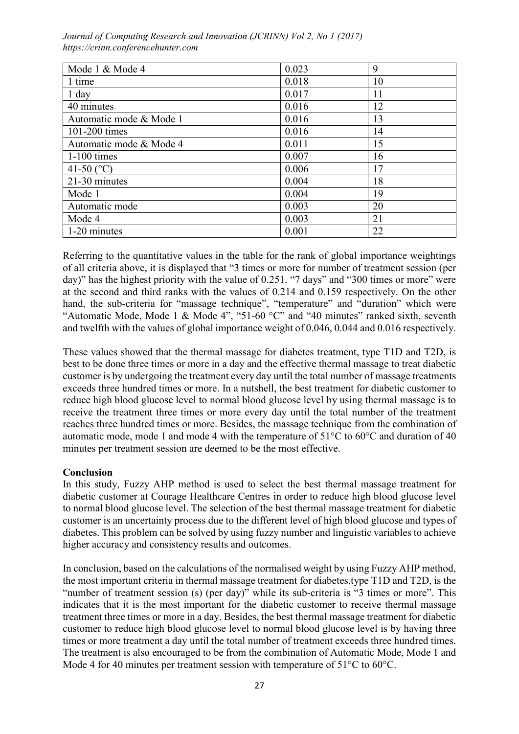| Mode 1 & Mode 4 | 0.023 | 9 |
|---|---|---|
| 1 time | 0.018 | 10 |
| 1 day | 0.017 | 11 |
| 40 minutes | 0.016 | 12 |
| Automatic mode & Mode 1 | 0.016 | 13 |
| 101-200 times | 0.016 | 14 |
| Automatic mode & Mode 4 | 0.011 | 15 |
| 1-100 times | 0.007 | 16 |
| 41-50 (°C) | 0.006 | 17 |
| 21-30 minutes | 0.004 | 18 |
| Mode 1 | 0.004 | 19 |
| Automatic mode | 0.003 | 20 |
| Mode 4 | 0.003 | 21 |
| 1-20 minutes | 0.001 | 22 |

Referring to the quantitative values in the table for the rank of global importance weightings of all criteria above, it is displayed that "3 times or more for number of treatment session (per day)" has the highest priority with the value of 0.251. "7 days" and "300 times or more" were at the second and third ranks with the values of 0.214 and 0.159 respectively. On the other hand, the sub-criteria for "massage technique", "temperature" and "duration" which were "Automatic Mode, Mode 1 & Mode 4", "51-60 °C" and "40 minutes" ranked sixth, seventh and twelfth with the values of global importance weight of 0.046, 0.044 and 0.016 respectively.

These values showed that the thermal massage for diabetes treatment, type T1D and T2D, is best to be done three times or more in a day and the effective thermal massage to treat diabetic customer is by undergoing the treatment every day until the total number of massage treatments exceeds three hundred times or more. In a nutshell, the best treatment for diabetic customer to reduce high blood glucose level to normal blood glucose level by using thermal massage is to receive the treatment three times or more every day until the total number of the treatment reaches three hundred times or more. Besides, the massage technique from the combination of automatic mode, mode 1 and mode 4 with the temperature of 51°C to 60°C and duration of 40 minutes per treatment session are deemed to be the most effective.

**Conclusion**

In this study, Fuzzy AHP method is used to select the best thermal massage treatment for diabetic customer at Courage Healthcare Centres in order to reduce high blood glucose level to normal blood glucose level. The selection of the best thermal massage treatment for diabetic customer is an uncertainty process due to the different level of high blood glucose and types of diabetes. This problem can be solved by using fuzzy number and linguistic variables to achieve higher accuracy and consistency results and outcomes.

In conclusion, based on the calculations of the normalised weight by using Fuzzy AHP method, the most important criteria in thermal massage treatment for diabetes,type T1D and T2D, is the "number of treatment session (s) (per day)" while its sub-criteria is "3 times or more". This indicates that it is the most important for the diabetic customer to receive thermal massage treatment three times or more in a day. Besides, the best thermal massage treatment for diabetic customer to reduce high blood glucose level to normal blood glucose level is by having three times or more treatment a day until the total number of treatment exceeds three hundred times. The treatment is also encouraged to be from the combination of Automatic Mode, Mode 1 and Mode 4 for 40 minutes per treatment session with temperature of 51°C to 60°C.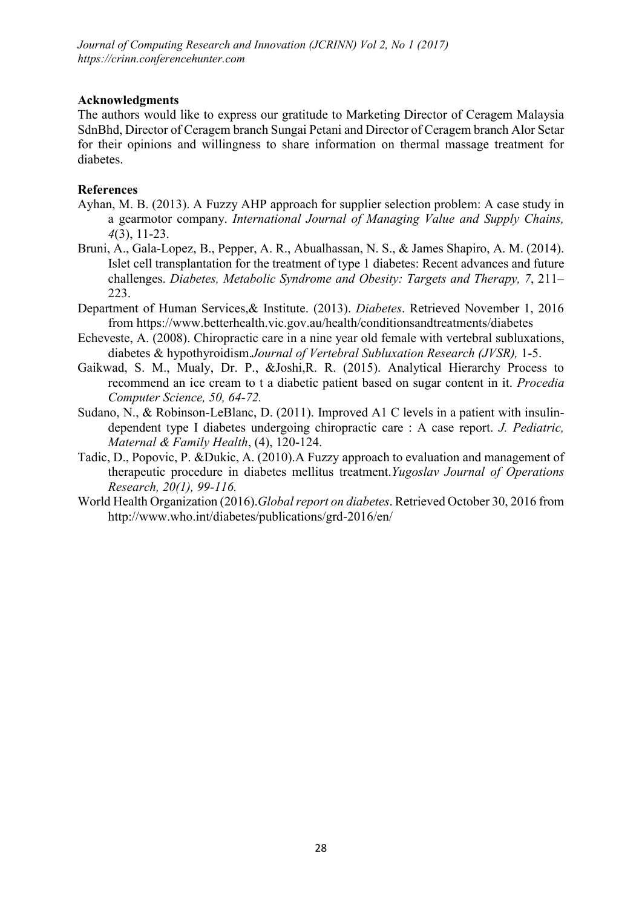## Acknowledgments

The authors would like to express our gratitude to Marketing Director of Ceragem Malaysia SdnBhd, Director of Ceragem branch Sungai Petani and Director of Ceragem branch Alor Setar for their opinions and willingness to share information on thermal massage treatment for diabetes.

## References

Ayhan, M. B. (2013). A Fuzzy AHP approach for supplier selection problem: A case study in a gearmotor company. *International Journal of Managing Value and Supply Chains, 4*(3), 11-23.

Bruni, A., Gala-Lopez, B., Pepper, A. R., Abualhassan, N. S., & James Shapiro, A. M. (2014). Islet cell transplantation for the treatment of type 1 diabetes: Recent advances and future challenges. *Diabetes, Metabolic Syndrome and Obesity: Targets and Therapy, 7*, 211–223.

Department of Human Services,& Institute. (2013). *Diabetes*. Retrieved November 1, 2016 from https://www.betterhealth.vic.gov.au/health/conditionsandtreatments/diabetes

Echeveste, A. (2008). Chiropractic care in a nine year old female with vertebral subluxations, diabetes & hypothyroidism.*Journal of Vertebral Subluxation Research (JVSR),* 1-5.

Gaikwad, S. M., Mualy, Dr. P., &Joshi,R. R. (2015). Analytical Hierarchy Process to recommend an ice cream to t a diabetic patient based on sugar content in it. *Procedia Computer Science, 50, 64-72.*

Sudano, N., & Robinson-LeBlanc, D. (2011). Improved A1 C levels in a patient with insulin-dependent type I diabetes undergoing chiropractic care : A case report. *J. Pediatric, Maternal & Family Health*, (4), 120-124.

Tadic, D., Popovic, P. &Dukic, A. (2010).A Fuzzy approach to evaluation and management of therapeutic procedure in diabetes mellitus treatment.*Yugoslav Journal of Operations Research, 20(1), 99-116.*

World Health Organization (2016).*Global report on diabetes*. Retrieved October 30, 2016 from http://www.who.int/diabetes/publications/grd-2016/en/